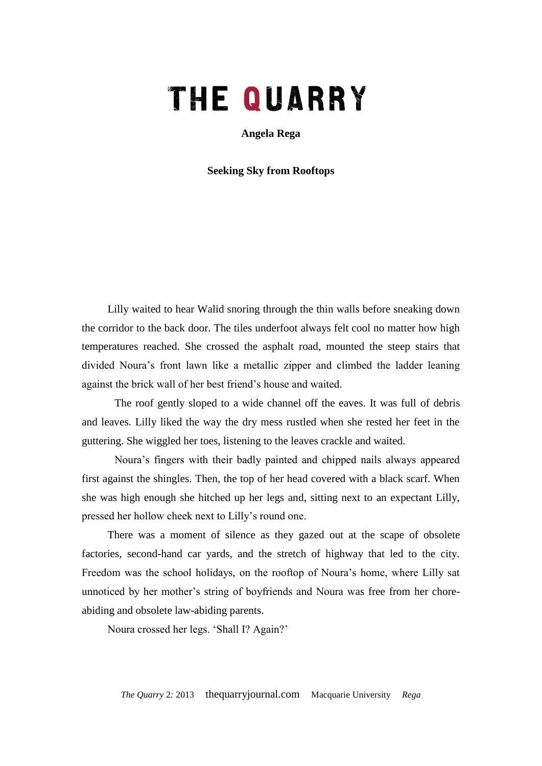# THE QUARRY

**Angela Rega**

**Seeking Sky from Rooftops**

Lilly waited to hear Walid snoring through the thin walls before sneaking down the corridor to the back door. The tiles underfoot always felt cool no matter how high temperatures reached. She crossed the asphalt road, mounted the steep stairs that divided Noura's front lawn like a metallic zipper and climbed the ladder leaning against the brick wall of her best friend's house and waited.

The roof gently sloped to a wide channel off the eaves. It was full of debris and leaves. Lilly liked the way the dry mess rustled when she rested her feet in the guttering. She wiggled her toes, listening to the leaves crackle and waited.

Noura's fingers with their badly painted and chipped nails always appeared first against the shingles. Then, the top of her head covered with a black scarf. When she was high enough she hitched up her legs and, sitting next to an expectant Lilly, pressed her hollow cheek next to Lilly's round one.

There was a moment of silence as they gazed out at the scape of obsolete factories, second-hand car yards, and the stretch of highway that led to the city. Freedom was the school holidays, on the rooftop of Noura's home, where Lilly sat unnoticed by her mother's string of boyfriends and Noura was free from her chore-abiding and obsolete law-abiding parents.

Noura crossed her legs. 'Shall I? Again?'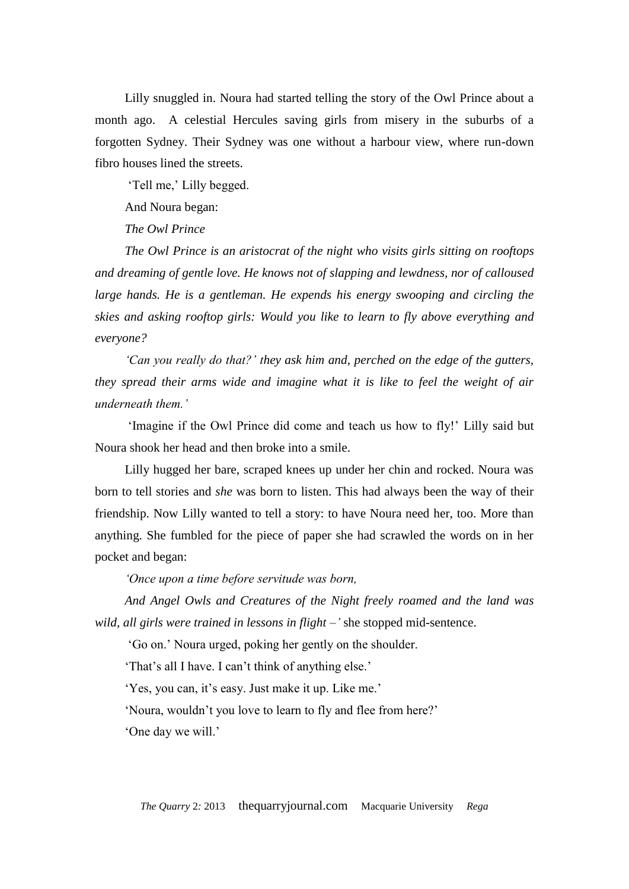Lilly snuggled in. Noura had started telling the story of the Owl Prince about a month ago. A celestial Hercules saving girls from misery in the suburbs of a forgotten Sydney. Their Sydney was one without a harbour view, where run-down fibro houses lined the streets.

'Tell me,' Lilly begged.

And Noura began:

*The Owl Prince*

*The Owl Prince is an aristocrat of the night who visits girls sitting on rooftops and dreaming of gentle love. He knows not of slapping and lewdness, nor of calloused large hands. He is a gentleman. He expends his energy swooping and circling the skies and asking rooftop girls: Would you like to learn to fly above everything and everyone?*

*'Can you really do that?' they ask him and, perched on the edge of the gutters, they spread their arms wide and imagine what it is like to feel the weight of air underneath them.'*

'Imagine if the Owl Prince did come and teach us how to fly!' Lilly said but Noura shook her head and then broke into a smile.

Lilly hugged her bare, scraped knees up under her chin and rocked. Noura was born to tell stories and *she* was born to listen. This had always been the way of their friendship. Now Lilly wanted to tell a story: to have Noura need her, too. More than anything. She fumbled for the piece of paper she had scrawled the words on in her pocket and began:

*'Once upon a time before servitude was born,*

*And Angel Owls and Creatures of the Night freely roamed and the land was wild, all girls were trained in lessons in flight –'* she stopped mid-sentence.

'Go on.' Noura urged, poking her gently on the shoulder.

'That's all I have. I can't think of anything else.'

'Yes, you can, it's easy. Just make it up. Like me.'

'Noura, wouldn't you love to learn to fly and flee from here?'

'One day we will.'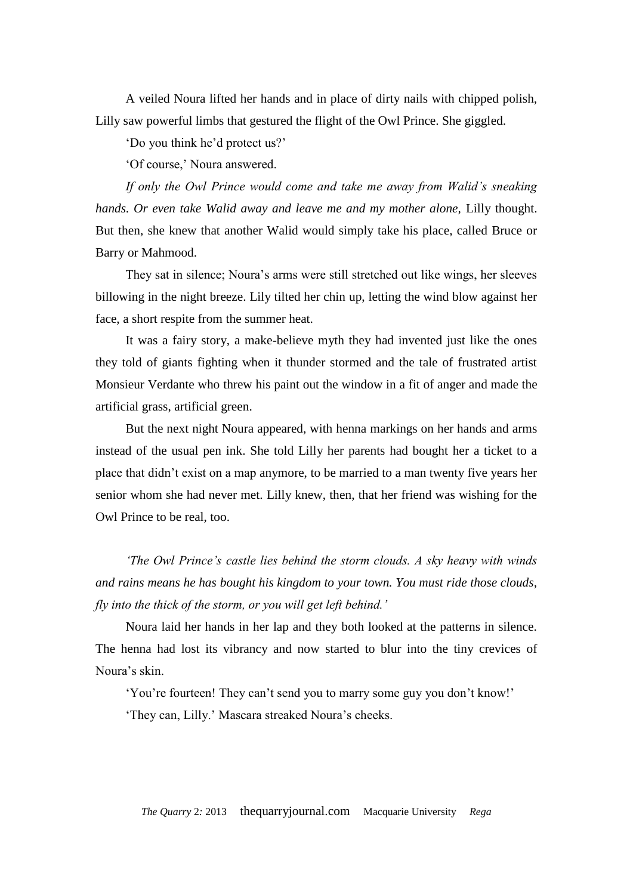A veiled Noura lifted her hands and in place of dirty nails with chipped polish, Lilly saw powerful limbs that gestured the flight of the Owl Prince. She giggled.

'Do you think he'd protect us?'

'Of course,' Noura answered.

*If only the Owl Prince would come and take me away from Walid's sneaking hands. Or even take Walid away and leave me and my mother alone,* Lilly thought. But then, she knew that another Walid would simply take his place, called Bruce or Barry or Mahmood.

They sat in silence; Noura's arms were still stretched out like wings, her sleeves billowing in the night breeze. Lily tilted her chin up, letting the wind blow against her face, a short respite from the summer heat.

It was a fairy story, a make-believe myth they had invented just like the ones they told of giants fighting when it thunder stormed and the tale of frustrated artist Monsieur Verdante who threw his paint out the window in a fit of anger and made the artificial grass, artificial green.

But the next night Noura appeared, with henna markings on her hands and arms instead of the usual pen ink. She told Lilly her parents had bought her a ticket to a place that didn't exist on a map anymore, to be married to a man twenty five years her senior whom she had never met. Lilly knew, then, that her friend was wishing for the Owl Prince to be real, too.

*'The Owl Prince's castle lies behind the storm clouds. A sky heavy with winds and rains means he has bought his kingdom to your town. You must ride those clouds, fly into the thick of the storm, or you will get left behind.'*

Noura laid her hands in her lap and they both looked at the patterns in silence. The henna had lost its vibrancy and now started to blur into the tiny crevices of Noura's skin.

'You're fourteen! They can't send you to marry some guy you don't know!'

'They can, Lilly.' Mascara streaked Noura's cheeks.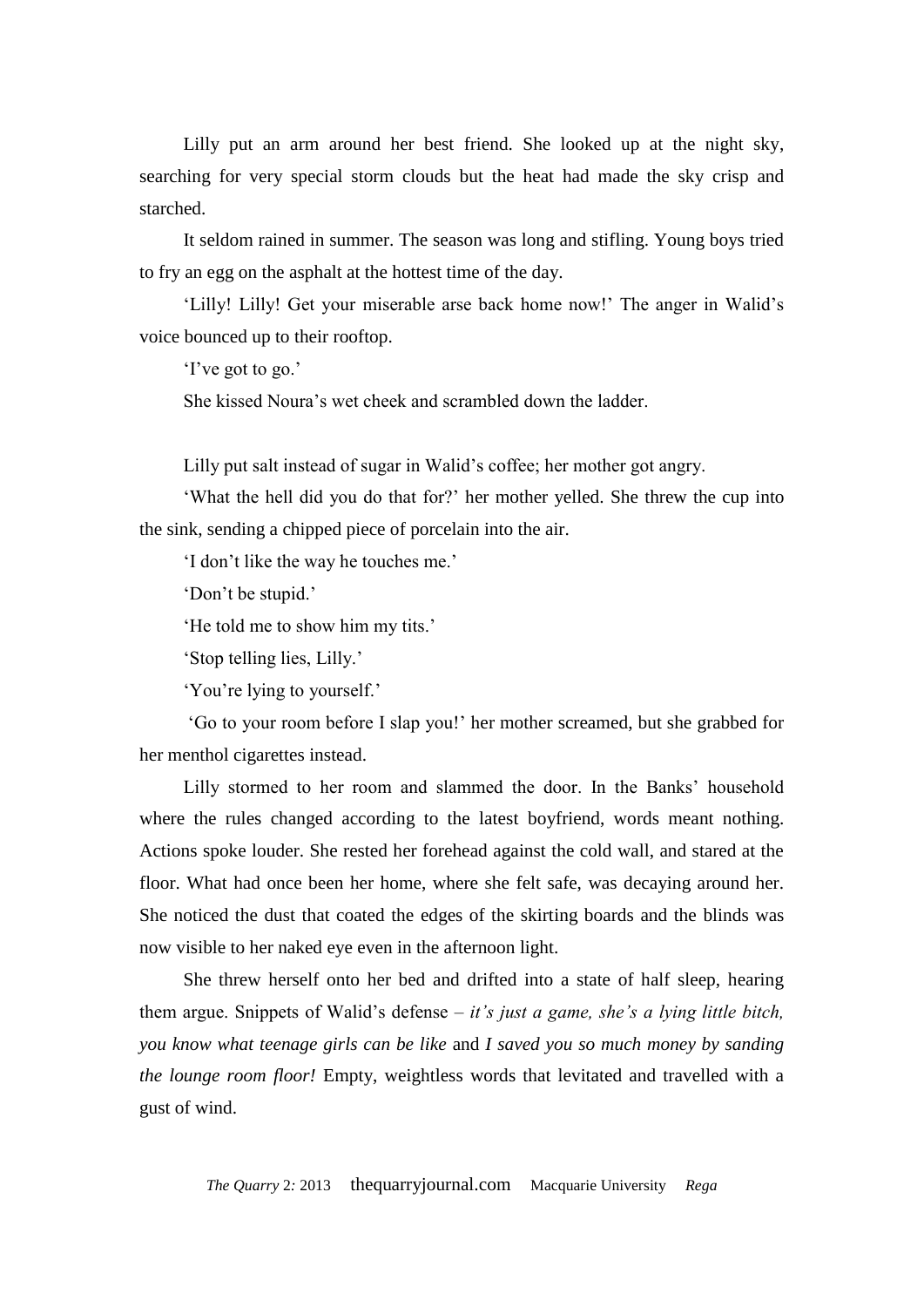Lilly put an arm around her best friend. She looked up at the night sky, searching for very special storm clouds but the heat had made the sky crisp and starched.

It seldom rained in summer. The season was long and stifling. Young boys tried to fry an egg on the asphalt at the hottest time of the day.

'Lilly! Lilly! Get your miserable arse back home now!' The anger in Walid's voice bounced up to their rooftop.

'I've got to go.'

She kissed Noura's wet cheek and scrambled down the ladder.

Lilly put salt instead of sugar in Walid's coffee; her mother got angry.

'What the hell did you do that for?' her mother yelled. She threw the cup into the sink, sending a chipped piece of porcelain into the air.

'I don't like the way he touches me.'

'Don't be stupid.'

'He told me to show him my tits.'

'Stop telling lies, Lilly.'

'You're lying to yourself.'

'Go to your room before I slap you!' her mother screamed, but she grabbed for her menthol cigarettes instead.

Lilly stormed to her room and slammed the door. In the Banks' household where the rules changed according to the latest boyfriend, words meant nothing. Actions spoke louder. She rested her forehead against the cold wall, and stared at the floor. What had once been her home, where she felt safe, was decaying around her. She noticed the dust that coated the edges of the skirting boards and the blinds was now visible to her naked eye even in the afternoon light.

She threw herself onto her bed and drifted into a state of half sleep, hearing them argue. Snippets of Walid's defense – *it's just a game, she's a lying little bitch, you know what teenage girls can be like* and *I saved you so much money by sanding the lounge room floor!* Empty, weightless words that levitated and travelled with a gust of wind.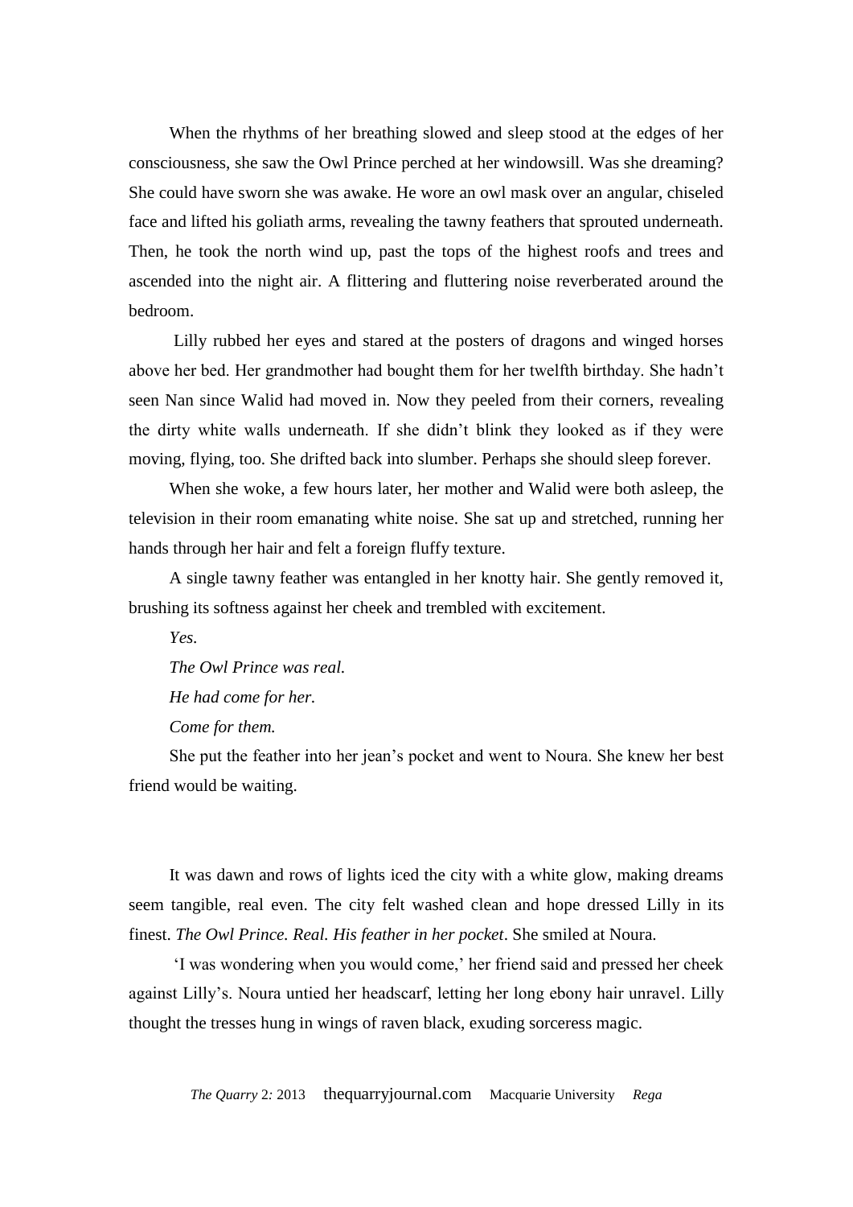When the rhythms of her breathing slowed and sleep stood at the edges of her consciousness, she saw the Owl Prince perched at her windowsill. Was she dreaming? She could have sworn she was awake. He wore an owl mask over an angular, chiseled face and lifted his goliath arms, revealing the tawny feathers that sprouted underneath. Then, he took the north wind up, past the tops of the highest roofs and trees and ascended into the night air. A flittering and fluttering noise reverberated around the bedroom.

Lilly rubbed her eyes and stared at the posters of dragons and winged horses above her bed. Her grandmother had bought them for her twelfth birthday. She hadn't seen Nan since Walid had moved in. Now they peeled from their corners, revealing the dirty white walls underneath. If she didn't blink they looked as if they were moving, flying, too. She drifted back into slumber. Perhaps she should sleep forever.

When she woke, a few hours later, her mother and Walid were both asleep, the television in their room emanating white noise. She sat up and stretched, running her hands through her hair and felt a foreign fluffy texture.

A single tawny feather was entangled in her knotty hair. She gently removed it, brushing its softness against her cheek and trembled with excitement.

*Yes.*

*The Owl Prince was real.*

*He had come for her.*

*Come for them.*

She put the feather into her jean's pocket and went to Noura. She knew her best friend would be waiting.

It was dawn and rows of lights iced the city with a white glow, making dreams seem tangible, real even. The city felt washed clean and hope dressed Lilly in its finest. *The Owl Prince. Real. His feather in her pocket*. She smiled at Noura.

'I was wondering when you would come,' her friend said and pressed her cheek against Lilly's. Noura untied her headscarf, letting her long ebony hair unravel. Lilly thought the tresses hung in wings of raven black, exuding sorceress magic.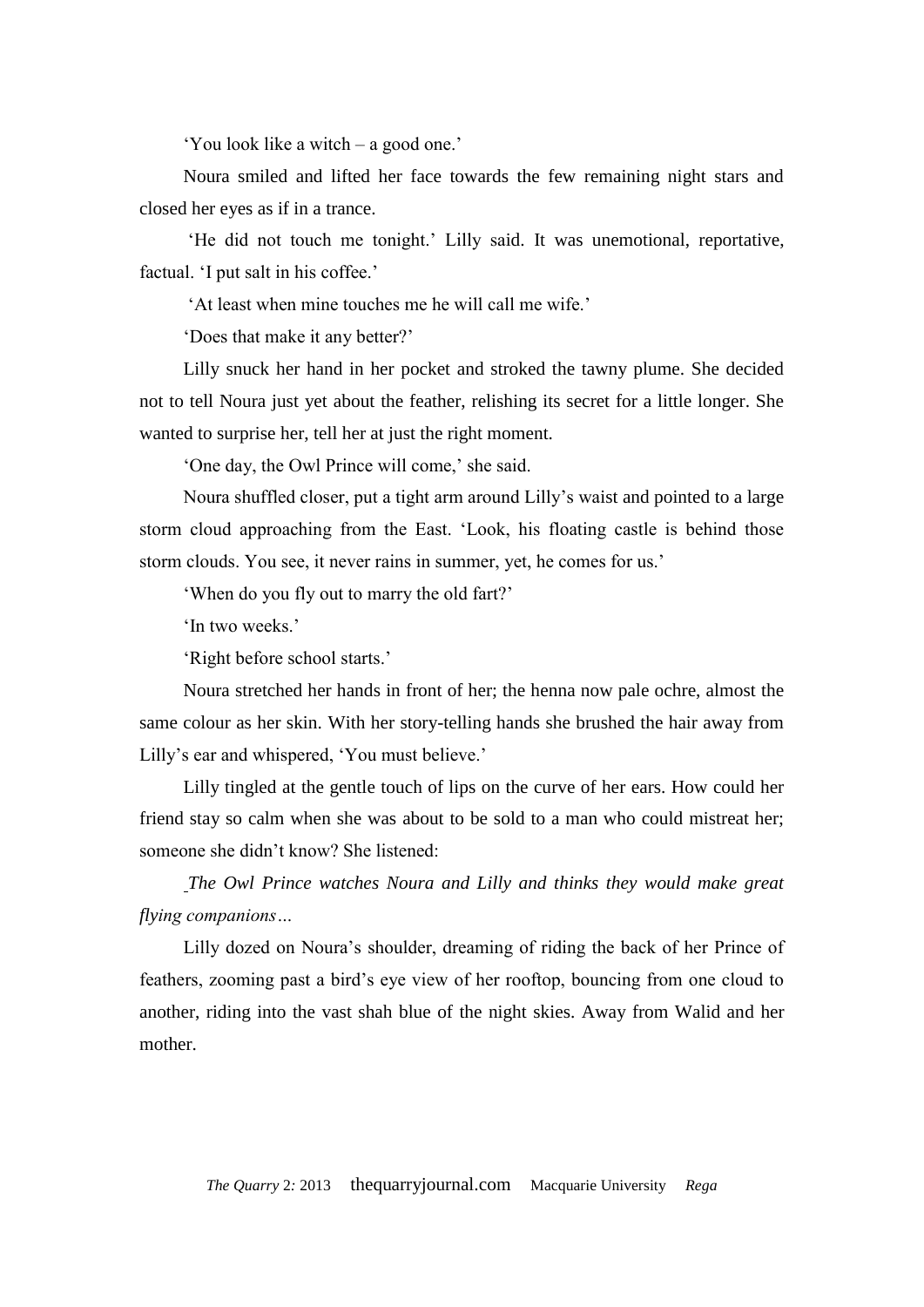'You look like a witch – a good one.'

Noura smiled and lifted her face towards the few remaining night stars and closed her eyes as if in a trance.

'He did not touch me tonight.' Lilly said. It was unemotional, reportative, factual. 'I put salt in his coffee.'

'At least when mine touches me he will call me wife.'

'Does that make it any better?'

Lilly snuck her hand in her pocket and stroked the tawny plume. She decided not to tell Noura just yet about the feather, relishing its secret for a little longer. She wanted to surprise her, tell her at just the right moment.

'One day, the Owl Prince will come,' she said.

Noura shuffled closer, put a tight arm around Lilly's waist and pointed to a large storm cloud approaching from the East. 'Look, his floating castle is behind those storm clouds. You see, it never rains in summer, yet, he comes for us.'

'When do you fly out to marry the old fart?'

'In two weeks.'

'Right before school starts.'

Noura stretched her hands in front of her; the henna now pale ochre, almost the same colour as her skin. With her story-telling hands she brushed the hair away from Lilly's ear and whispered, 'You must believe.'

Lilly tingled at the gentle touch of lips on the curve of her ears. How could her friend stay so calm when she was about to be sold to a man who could mistreat her; someone she didn't know? She listened:

*The Owl Prince watches Noura and Lilly and thinks they would make great flying companions…*

Lilly dozed on Noura's shoulder, dreaming of riding the back of her Prince of feathers, zooming past a bird's eye view of her rooftop, bouncing from one cloud to another, riding into the vast shah blue of the night skies. Away from Walid and her mother.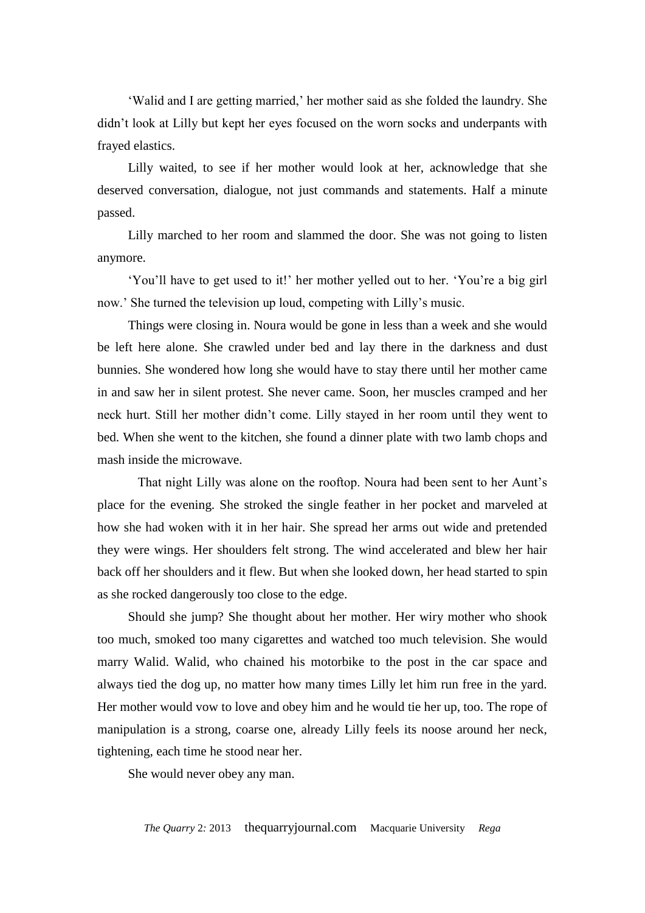'Walid and I are getting married,' her mother said as she folded the laundry. She didn't look at Lilly but kept her eyes focused on the worn socks and underpants with frayed elastics.

Lilly waited, to see if her mother would look at her, acknowledge that she deserved conversation, dialogue, not just commands and statements. Half a minute passed.

Lilly marched to her room and slammed the door. She was not going to listen anymore.

'You'll have to get used to it!' her mother yelled out to her. 'You're a big girl now.' She turned the television up loud, competing with Lilly's music.

Things were closing in. Noura would be gone in less than a week and she would be left here alone. She crawled under bed and lay there in the darkness and dust bunnies. She wondered how long she would have to stay there until her mother came in and saw her in silent protest. She never came. Soon, her muscles cramped and her neck hurt. Still her mother didn't come. Lilly stayed in her room until they went to bed. When she went to the kitchen, she found a dinner plate with two lamb chops and mash inside the microwave.

That night Lilly was alone on the rooftop. Noura had been sent to her Aunt's place for the evening. She stroked the single feather in her pocket and marveled at how she had woken with it in her hair. She spread her arms out wide and pretended they were wings. Her shoulders felt strong. The wind accelerated and blew her hair back off her shoulders and it flew. But when she looked down, her head started to spin as she rocked dangerously too close to the edge.

Should she jump? She thought about her mother. Her wiry mother who shook too much, smoked too many cigarettes and watched too much television. She would marry Walid. Walid, who chained his motorbike to the post in the car space and always tied the dog up, no matter how many times Lilly let him run free in the yard. Her mother would vow to love and obey him and he would tie her up, too. The rope of manipulation is a strong, coarse one, already Lilly feels its noose around her neck, tightening, each time he stood near her.

She would never obey any man.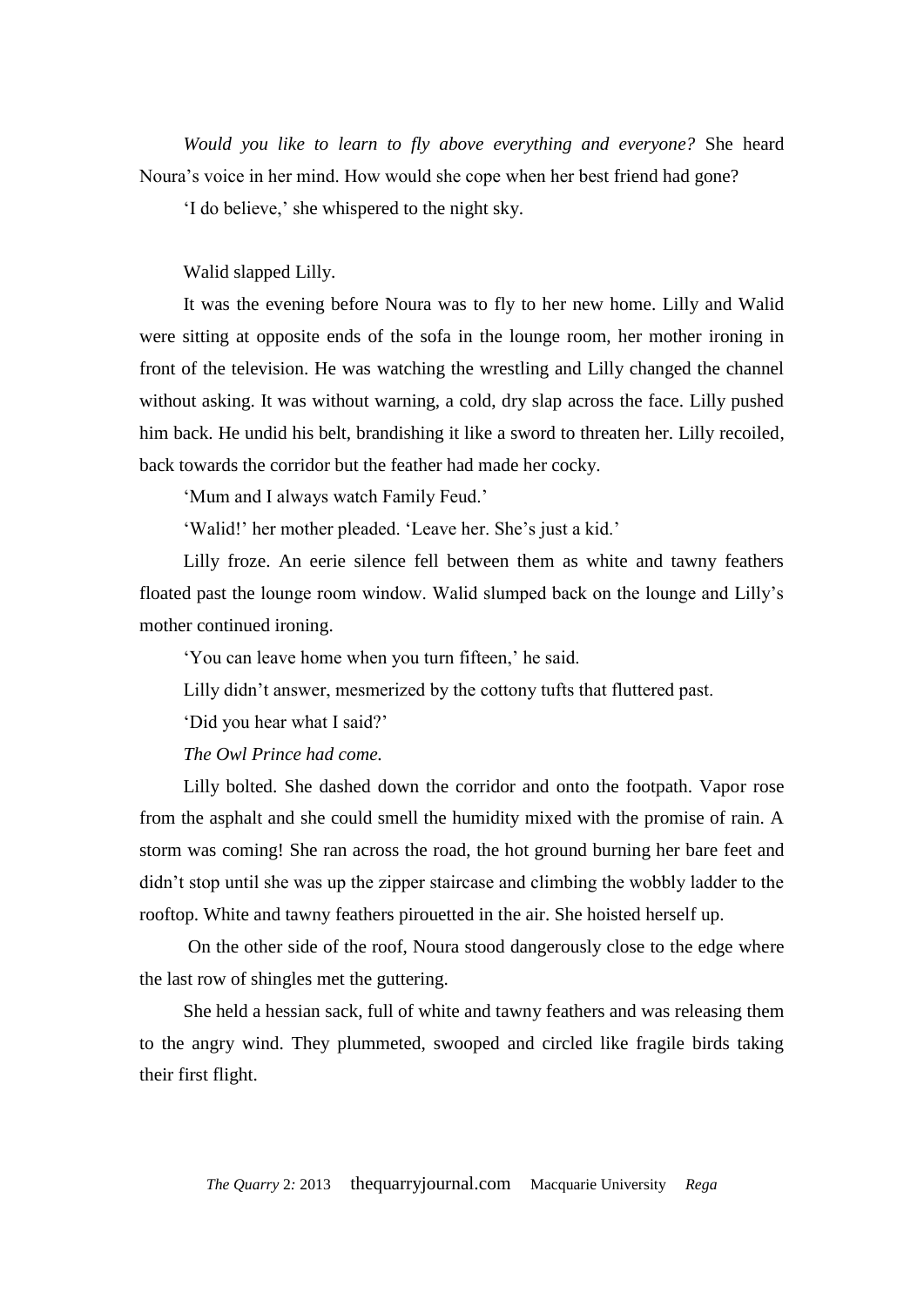*Would you like to learn to fly above everything and everyone?* She heard Noura's voice in her mind. How would she cope when her best friend had gone?

'I do believe,' she whispered to the night sky.

Walid slapped Lilly.

It was the evening before Noura was to fly to her new home. Lilly and Walid were sitting at opposite ends of the sofa in the lounge room, her mother ironing in front of the television. He was watching the wrestling and Lilly changed the channel without asking. It was without warning, a cold, dry slap across the face. Lilly pushed him back. He undid his belt, brandishing it like a sword to threaten her. Lilly recoiled, back towards the corridor but the feather had made her cocky.

'Mum and I always watch Family Feud.'

'Walid!' her mother pleaded. 'Leave her. She's just a kid.'

Lilly froze. An eerie silence fell between them as white and tawny feathers floated past the lounge room window. Walid slumped back on the lounge and Lilly's mother continued ironing.

'You can leave home when you turn fifteen,' he said.

Lilly didn't answer, mesmerized by the cottony tufts that fluttered past.

'Did you hear what I said?'

*The Owl Prince had come.*

Lilly bolted. She dashed down the corridor and onto the footpath. Vapor rose from the asphalt and she could smell the humidity mixed with the promise of rain. A storm was coming! She ran across the road, the hot ground burning her bare feet and didn't stop until she was up the zipper staircase and climbing the wobbly ladder to the rooftop. White and tawny feathers pirouetted in the air. She hoisted herself up.

On the other side of the roof, Noura stood dangerously close to the edge where the last row of shingles met the guttering.

She held a hessian sack, full of white and tawny feathers and was releasing them to the angry wind. They plummeted, swooped and circled like fragile birds taking their first flight.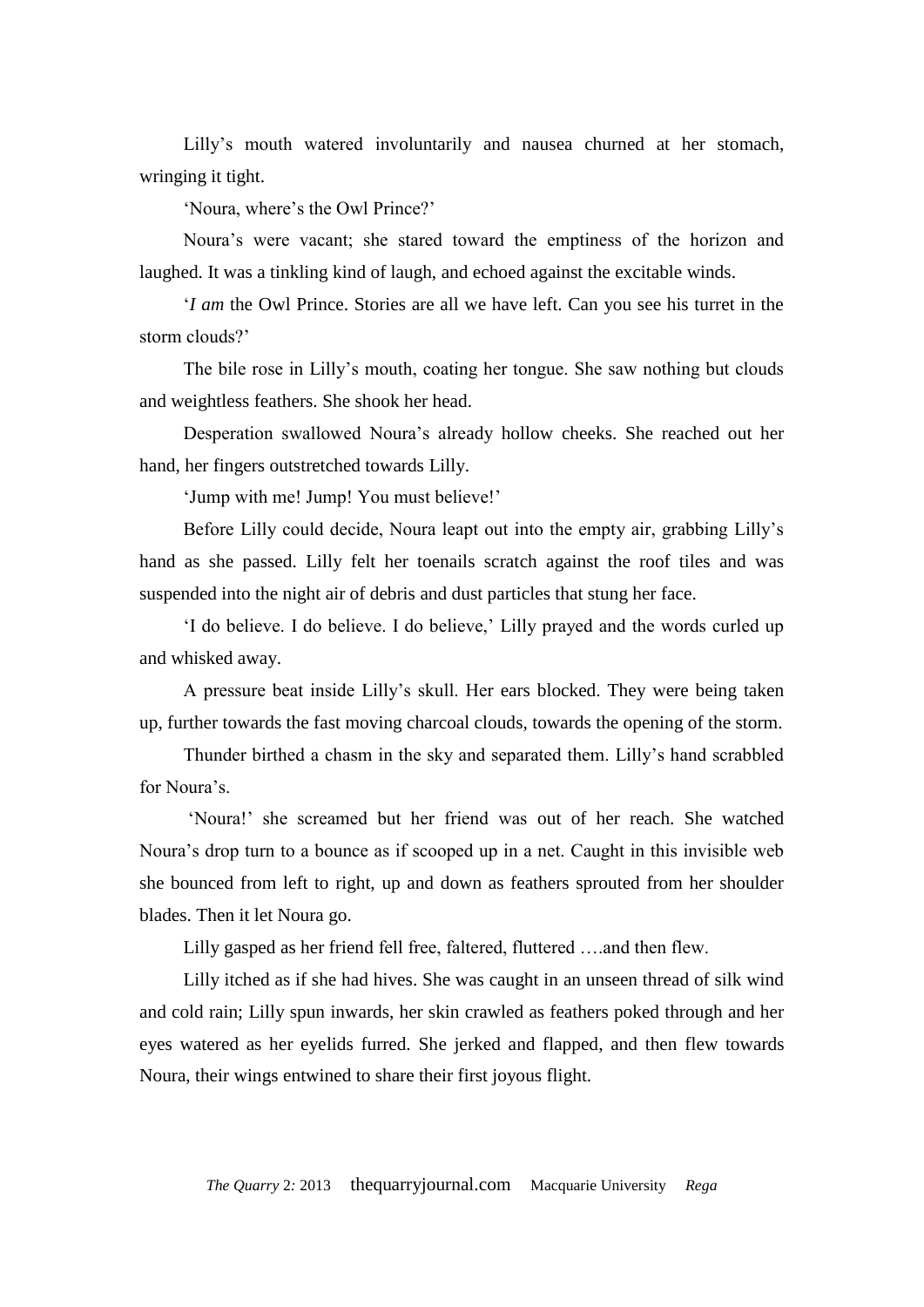Lilly's mouth watered involuntarily and nausea churned at her stomach, wringing it tight.

'Noura, where's the Owl Prince?'

Noura's were vacant; she stared toward the emptiness of the horizon and laughed. It was a tinkling kind of laugh, and echoed against the excitable winds.

'*I am* the Owl Prince. Stories are all we have left. Can you see his turret in the storm clouds?'

The bile rose in Lilly's mouth, coating her tongue. She saw nothing but clouds and weightless feathers. She shook her head.

Desperation swallowed Noura's already hollow cheeks. She reached out her hand, her fingers outstretched towards Lilly.

'Jump with me! Jump! You must believe!'

Before Lilly could decide, Noura leapt out into the empty air, grabbing Lilly's hand as she passed. Lilly felt her toenails scratch against the roof tiles and was suspended into the night air of debris and dust particles that stung her face.

'I do believe. I do believe. I do believe,' Lilly prayed and the words curled up and whisked away.

A pressure beat inside Lilly's skull. Her ears blocked. They were being taken up, further towards the fast moving charcoal clouds, towards the opening of the storm.

Thunder birthed a chasm in the sky and separated them. Lilly's hand scrabbled for Noura's.

'Noura!' she screamed but her friend was out of her reach. She watched Noura's drop turn to a bounce as if scooped up in a net. Caught in this invisible web she bounced from left to right, up and down as feathers sprouted from her shoulder blades. Then it let Noura go.

Lilly gasped as her friend fell free, faltered, fluttered ….and then flew.

Lilly itched as if she had hives. She was caught in an unseen thread of silk wind and cold rain; Lilly spun inwards, her skin crawled as feathers poked through and her eyes watered as her eyelids furred. She jerked and flapped, and then flew towards Noura, their wings entwined to share their first joyous flight.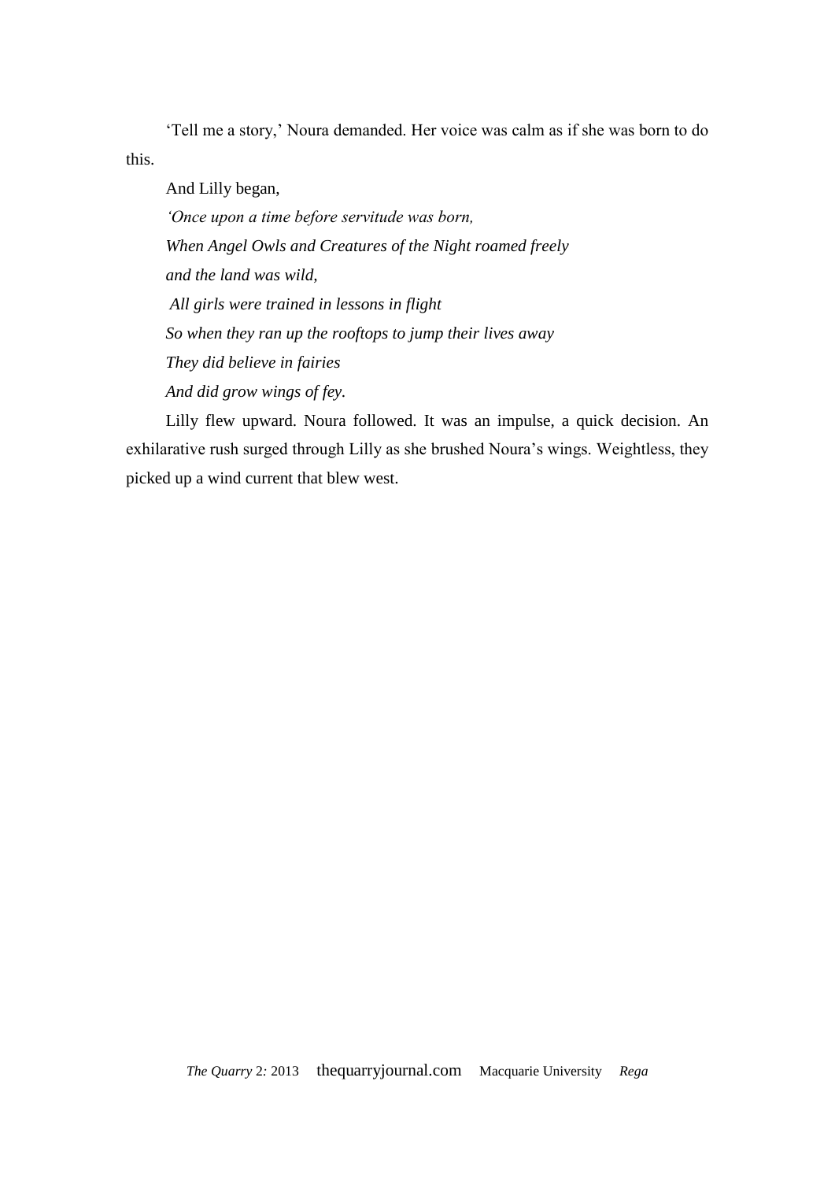'Tell me a story,' Noura demanded. Her voice was calm as if she was born to do this.

And Lilly began,

*'Once upon a time before servitude was born,*  
*When Angel Owls and Creatures of the Night roamed freely*  
*and the land was wild,*  
*All girls were trained in lessons in flight*  
*So when they ran up the rooftops to jump their lives away*  
*They did believe in fairies*  
*And did grow wings of fey.*

Lilly flew upward. Noura followed. It was an impulse, a quick decision. An exhilarative rush surged through Lilly as she brushed Noura's wings. Weightless, they picked up a wind current that blew west.